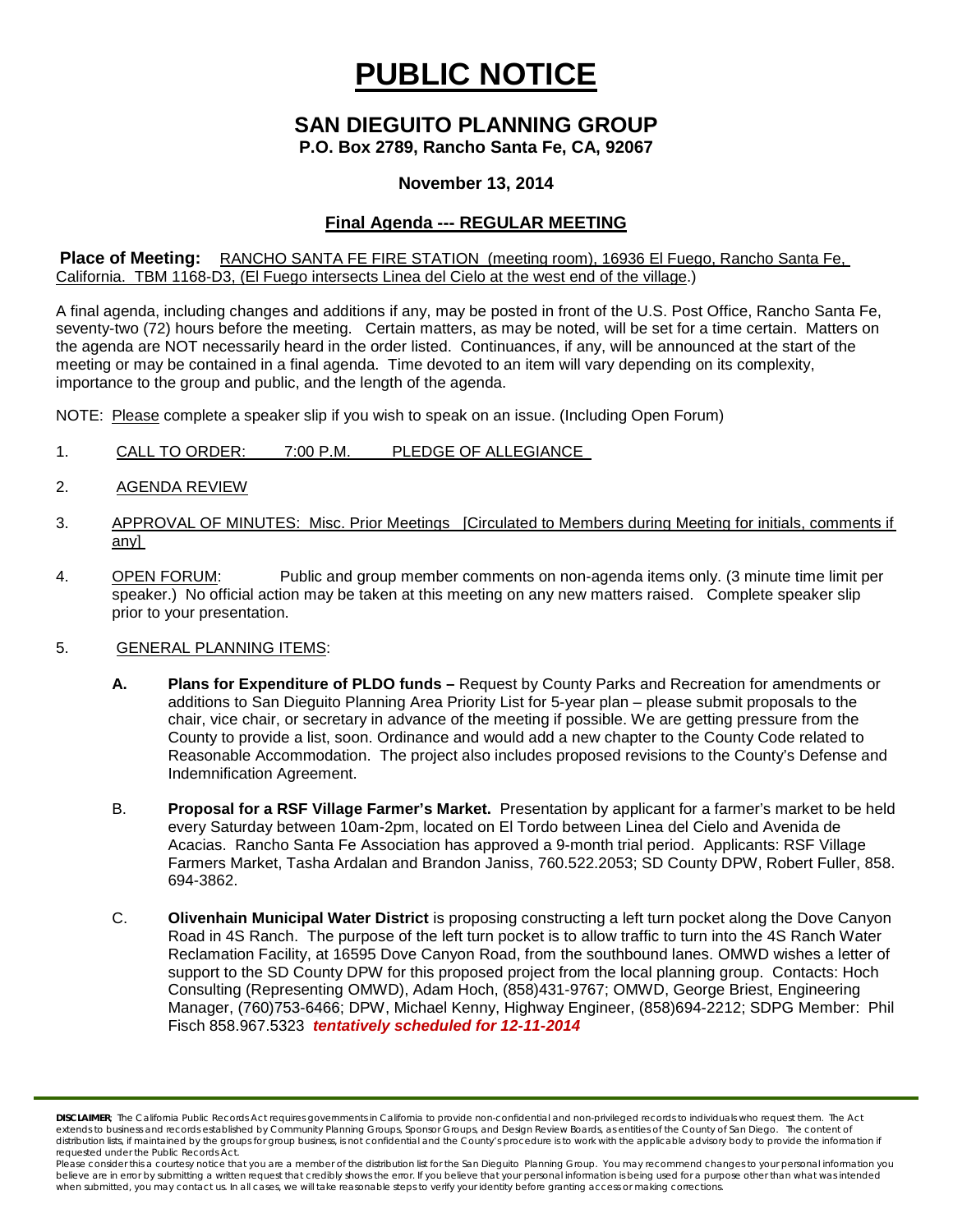# PUBLIC NOTICE

## SAN DIEGUITO PLANNING GROUP

**P.O. Box 2789, Rancho Santa Fe, CA, 92067**

**November 13, 2014**

**Final Agenda --- REGULAR MEETING**

**Place of Meeting:** RANCHO SANTA FE FIRE STATION (meeting room), 16936 El Fuego, Rancho Santa Fe, California. TBM 1168-D3, (El Fuego intersects Linea del Cielo at the west end of the village.)

A final agenda, including changes and additions if any, may be posted in front of the U.S. Post Office, Rancho Santa Fe, seventy-two (72) hours before the meeting. Certain matters, as may be noted, will be set for a time certain. Matters on the agenda are NOT necessarily heard in the order listed. Continuances, if any, will be announced at the start of the meeting or may be contained in a final agenda. Time devoted to an item will vary depending on its complexity, importance to the group and public, and the length of the agenda.

NOTE: Please complete a speaker slip if you wish to speak on an issue. (Including Open Forum)

1. CALL TO ORDER: 7:00 P.M. PLEDGE OF ALLEGIANCE
2. AGENDA REVIEW
3. APPROVAL OF MINUTES: Misc. Prior Meetings [Circulated to Members during Meeting for initials, comments if any]
4. OPEN FORUM: Public and group member comments on non-agenda items only. (3 minute time limit per speaker.) No official action may be taken at this meeting on any new matters raised. Complete speaker slip prior to your presentation.
5. GENERAL PLANNING ITEMS:

   **A. Plans for Expenditure of PLDO funds –** Request by County Parks and Recreation for amendments or additions to San Dieguito Planning Area Priority List for 5-year plan – please submit proposals to the chair, vice chair, or secretary in advance of the meeting if possible. We are getting pressure from the County to provide a list, soon. Ordinance and would add a new chapter to the County Code related to Reasonable Accommodation. The project also includes proposed revisions to the County's Defense and Indemnification Agreement.

   B. **Proposal for a RSF Village Farmer's Market.** Presentation by applicant for a farmer's market to be held every Saturday between 10am-2pm, located on El Tordo between Linea del Cielo and Avenida de Acacias. Rancho Santa Fe Association has approved a 9-month trial period. Applicants: RSF Village Farmers Market, Tasha Ardalan and Brandon Janiss, 760.522.2053; SD County DPW, Robert Fuller, 858. 694-3862.

   C. **Olivenhain Municipal Water District** is proposing constructing a left turn pocket along the Dove Canyon Road in 4S Ranch. The purpose of the left turn pocket is to allow traffic to turn into the 4S Ranch Water Reclamation Facility, at 16595 Dove Canyon Road, from the southbound lanes. OMWD wishes a letter of support to the SD County DPW for this proposed project from the local planning group. Contacts: Hoch Consulting (Representing OMWD), Adam Hoch, (858)431-9767; OMWD, George Briest, Engineering Manager, (760)753-6466; DPW, Michael Kenny, Highway Engineer, (858)694-2212; SDPG Member: Phil Fisch 858.967.5323 ***tentatively scheduled for 12-11-2014***

**DISCLAIMER;** The California Public Records Act requires governments in California to provide non-confidential and non-privileged records to individuals who request them. The Act extends to business and records established by Community Planning Groups, Sponsor Groups, and Design Review Boards, as entities of the County of San Diego. The content of distribution lists, if maintained by the groups for group business, is not confidential and the County's procedure is to work with the applicable advisory body to provide the information if requested under the Public Records Act.

Please consider this a courtesy notice that you are a member of the distribution list for the San Dieguito Planning Group. You may recommend changes to your personal information you believe are in error by submitting a written request that credibly shows the error. If you believe that your personal information is being used for a purpose other than what was intended when submitted, you may contact us. In all cases, we will take reasonable steps to verify your identity before granting access or making corrections.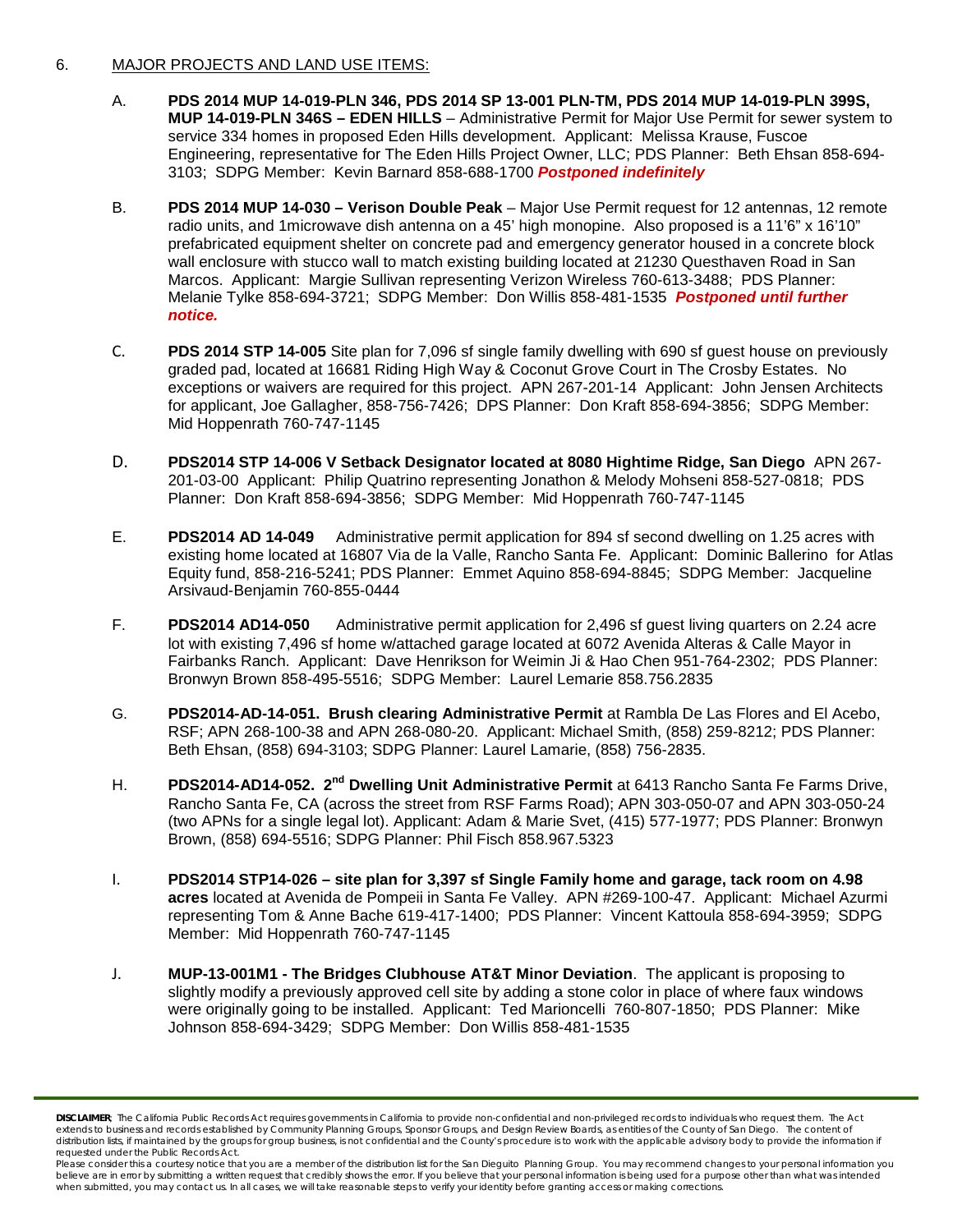6. MAJOR PROJECTS AND LAND USE ITEMS:

A. **PDS 2014 MUP 14-019-PLN 346, PDS 2014 SP 13-001 PLN-TM, PDS 2014 MUP 14-019-PLN 399S, MUP 14-019-PLN 346S – EDEN HILLS** – Administrative Permit for Major Use Permit for sewer system to service 334 homes in proposed Eden Hills development. Applicant: Melissa Krause, Fuscoe Engineering, representative for The Eden Hills Project Owner, LLC; PDS Planner: Beth Ehsan 858-694-3103; SDPG Member: Kevin Barnard 858-688-1700 ***Postponed indefinitely***

B. **PDS 2014 MUP 14-030 – Verison Double Peak** – Major Use Permit request for 12 antennas, 12 remote radio units, and 1microwave dish antenna on a 45' high monopine. Also proposed is a 11'6" x 16'10" prefabricated equipment shelter on concrete pad and emergency generator housed in a concrete block wall enclosure with stucco wall to match existing building located at 21230 Questhaven Road in San Marcos. Applicant: Margie Sullivan representing Verizon Wireless 760-613-3488; PDS Planner: Melanie Tylke 858-694-3721; SDPG Member: Don Willis 858-481-1535 ***Postponed until further notice.***

C. **PDS 2014 STP 14-005** Site plan for 7,096 sf single family dwelling with 690 sf guest house on previously graded pad, located at 16681 Riding High Way & Coconut Grove Court in The Crosby Estates. No exceptions or waivers are required for this project. APN 267-201-14 Applicant: John Jensen Architects for applicant, Joe Gallagher, 858-756-7426; DPS Planner: Don Kraft 858-694-3856; SDPG Member: Mid Hoppenrath 760-747-1145

D. **PDS2014 STP 14-006 V Setback Designator located at 8080 Hightime Ridge, San Diego** APN 267-201-03-00 Applicant: Philip Quatrino representing Jonathon & Melody Mohseni 858-527-0818; PDS Planner: Don Kraft 858-694-3856; SDPG Member: Mid Hoppenrath 760-747-1145

E. **PDS2014 AD 14-049** Administrative permit application for 894 sf second dwelling on 1.25 acres with existing home located at 16807 Via de la Valle, Rancho Santa Fe. Applicant: Dominic Ballerino for Atlas Equity fund, 858-216-5241; PDS Planner: Emmet Aquino 858-694-8845; SDPG Member: Jacqueline Arsivaud-Benjamin 760-855-0444

F. **PDS2014 AD14-050** Administrative permit application for 2,496 sf guest living quarters on 2.24 acre lot with existing 7,496 sf home w/attached garage located at 6072 Avenida Alteras & Calle Mayor in Fairbanks Ranch. Applicant: Dave Henrikson for Weimin Ji & Hao Chen 951-764-2302; PDS Planner: Bronwyn Brown 858-495-5516; SDPG Member: Laurel Lemarie 858.756.2835

G. **PDS2014-AD-14-051. Brush clearing Administrative Permit** at Rambla De Las Flores and El Acebo, RSF; APN 268-100-38 and APN 268-080-20. Applicant: Michael Smith, (858) 259-8212; PDS Planner: Beth Ehsan, (858) 694-3103; SDPG Planner: Laurel Lamarie, (858) 756-2835.

H. **PDS2014-AD14-052. 2nd Dwelling Unit Administrative Permit** at 6413 Rancho Santa Fe Farms Drive, Rancho Santa Fe, CA (across the street from RSF Farms Road); APN 303-050-07 and APN 303-050-24 (two APNs for a single legal lot). Applicant: Adam & Marie Svet, (415) 577-1977; PDS Planner: Bronwyn Brown, (858) 694-5516; SDPG Planner: Phil Fisch 858.967.5323

I. **PDS2014 STP14-026 – site plan for 3,397 sf Single Family home and garage, tack room on 4.98 acres** located at Avenida de Pompeii in Santa Fe Valley. APN #269-100-47. Applicant: Michael Azurmi representing Tom & Anne Bache 619-417-1400; PDS Planner: Vincent Kattoula 858-694-3959; SDPG Member: Mid Hoppenrath 760-747-1145

J. **MUP-13-001M1 - The Bridges Clubhouse AT&T Minor Deviation**. The applicant is proposing to slightly modify a previously approved cell site by adding a stone color in place of where faux windows were originally going to be installed. Applicant: Ted Marioncelli 760-807-1850; PDS Planner: Mike Johnson 858-694-3429; SDPG Member: Don Willis 858-481-1535

---

**DISCLAIMER**; The California Public Records Act requires governments in California to provide non-confidential and non-privileged records to individuals who request them. The Act extends to business and records established by Community Planning Groups, Sponsor Groups, and Design Review Boards, as entities of the County of San Diego. The content of distribution lists, if maintained by the groups for group business, is not confidential and the County's procedure is to work with the applicable advisory body to provide the information if requested under the Public Records Act.
Please consider this a courtesy notice that you are a member of the distribution list for the San Dieguito Planning Group. You may recommend changes to your personal information you believe are in error by submitting a written request that credibly shows the error. If you believe that your personal information is being used for a purpose other than what was intended when submitted, you may contact us. In all cases, we will take reasonable steps to verify your identity before granting access or making corrections.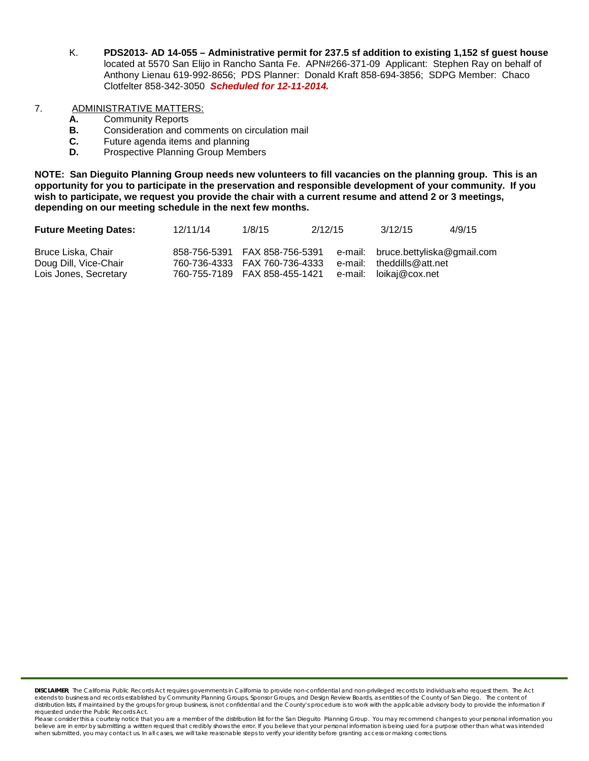K. **PDS2013- AD 14-055 – Administrative permit for 237.5 sf addition to existing 1,152 sf guest house** located at 5570 San Elijo in Rancho Santa Fe. APN#266-371-09 Applicant: Stephen Ray on behalf of Anthony Lienau 619-992-8656; PDS Planner: Donald Kraft 858-694-3856; SDPG Member: Chaco Clotfelter 858-342-3050 ***Scheduled for 12-11-2014.***

7. ADMINISTRATIVE MATTERS:
   - **A.** Community Reports
   - **B.** Consideration and comments on circulation mail
   - **C.** Future agenda items and planning
   - **D.** Prospective Planning Group Members

**NOTE: San Dieguito Planning Group needs new volunteers to fill vacancies on the planning group. This is an opportunity for you to participate in the preservation and responsible development of your community. If you wish to participate, we request you provide the chair with a current resume and attend 2 or 3 meetings, depending on our meeting schedule in the next few months.**

| | | | | | |
|---|---|---|---|---|---|
| **Future Meeting Dates:** | 12/11/14 | 1/8/15 | 2/12/15 | 3/12/15 | 4/9/15 |

| | | | |
|---|---|---|---|
| Bruce Liska, Chair | 858-756-5391 | FAX 858-756-5391 | e-mail: bruce.bettyliska@gmail.com |
| Doug Dill, Vice-Chair | 760-736-4333 | FAX 760-736-4333 | e-mail: theddills@att.net |
| Lois Jones, Secretary | 760-755-7189 | FAX 858-455-1421 | e-mail: loikaj@cox.net |

**DISCLAIMER**; The California Public Records Act requires governments in California to provide non-confidential and non-privileged records to individuals who request them. The Act extends to business and records established by Community Planning Groups, Sponsor Groups, and Design Review Boards, as entities of the County of San Diego. The content of distribution lists, if maintained by the groups for group business, is not confidential and the County's procedure is to work with the applicable advisory body to provide the information if requested under the Public Records Act.
Please consider this a courtesy notice that you are a member of the distribution list for the San Dieguito Planning Group. You may recommend changes to your personal information you believe are in error by submitting a written request that credibly shows the error. If you believe that your personal information is being used for a purpose other than what was intended when submitted, you may contact us. In all cases, we will take reasonable steps to verify your identity before granting access or making corrections.